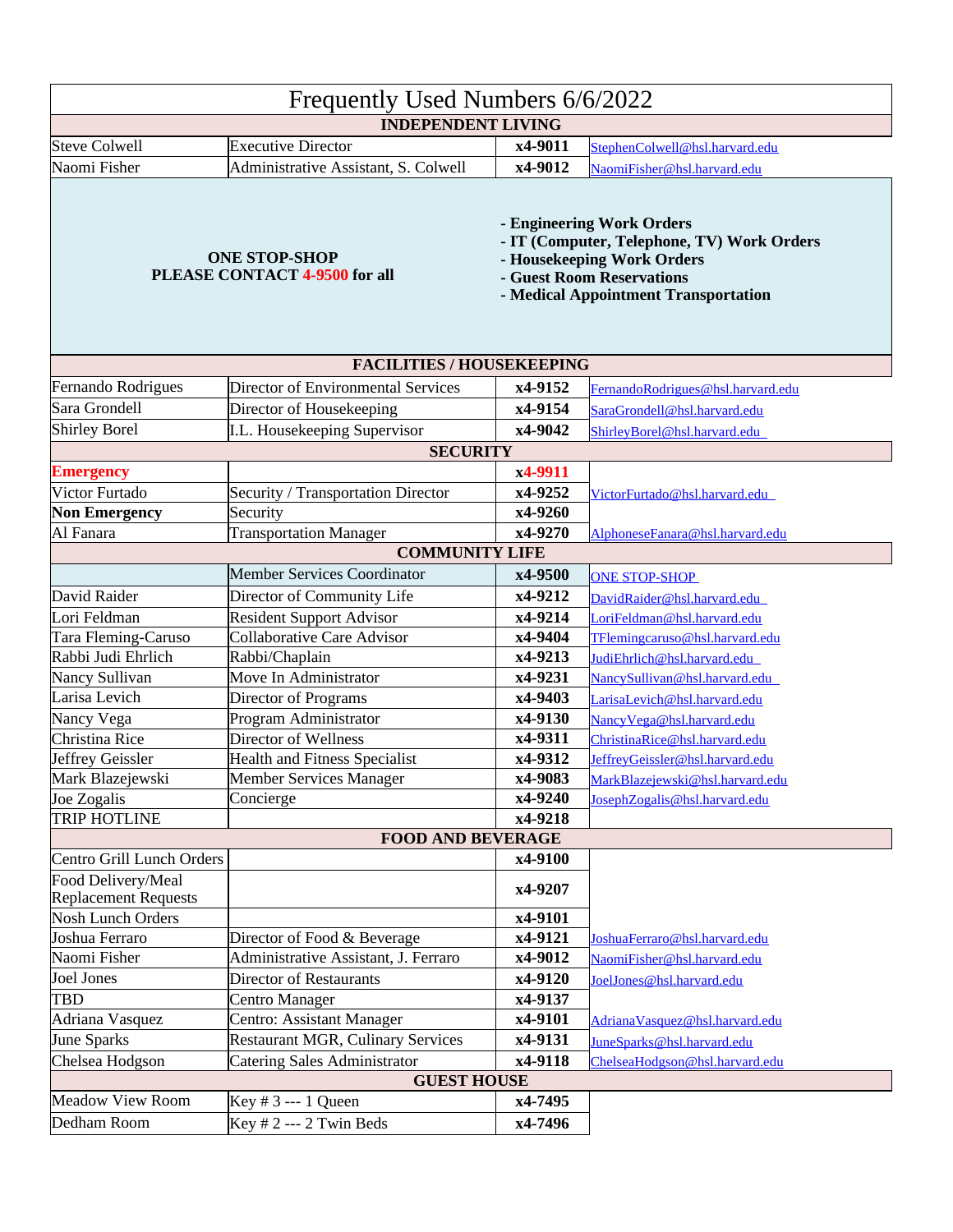# Frequently Used Numbers 6/6/2022

| | | | |
|---|---|---|---|
| **INDEPENDENT LIVING** | | | |
| Steve Colwell | Executive Director | **x4-9011** | StephenColwell@hsl.harvard.edu |
| Naomi Fisher | Administrative Assistant, S. Colwell | **x4-9012** | NaomiFisher@hsl.harvard.edu |
| **ONE STOP-SHOP PLEASE CONTACT 4-9500 for all** | | **- Engineering Work Orders<br>- IT (Computer, Telephone, TV) Work Orders<br>- Housekeeping Work Orders<br>- Guest Room Reservations<br>- Medical Appointment Transportation** | |
| **FACILITIES / HOUSEKEEPING** | | | |
| Fernando Rodrigues | Director of Environmental Services | **x4-9152** | FernandoRodrigues@hsl.harvard.edu |
| Sara Grondell | Director of Housekeeping | **x4-9154** | SaraGrondell@hsl.harvard.edu |
| Shirley Borel | I.L. Housekeeping Supervisor | **x4-9042** | ShirleyBorel@hsl.harvard.edu |
| **SECURITY** | | | |
| **Emergency** | | **x4-9911** | |
| Victor Furtado | Security / Transportation Director | **x4-9252** | VictorFurtado@hsl.harvard.edu |
| **Non Emergency** | Security | **x4-9260** | |
| Al Fanara | Transportation Manager | **x4-9270** | AlphoneseFanara@hsl.harvard.edu |
| **COMMUNITY LIFE** | | | |
| | Member Services Coordinator | **x4-9500** | ONE STOP-SHOP |
| David Raider | Director of Community Life | **x4-9212** | DavidRaider@hsl.harvard.edu |
| Lori Feldman | Resident Support Advisor | **x4-9214** | LoriFeldman@hsl.harvard.edu |
| Tara Fleming-Caruso | Collaborative Care Advisor | **x4-9404** | TFlemingcaruso@hsl.harvard.edu |
| Rabbi Judi Ehrlich | Rabbi/Chaplain | **x4-9213** | JudiEhrlich@hsl.harvard.edu |
| Nancy Sullivan | Move In Administrator | **x4-9231** | NancySullivan@hsl.harvard.edu |
| Larisa Levich | Director of Programs | **x4-9403** | LarisaLevich@hsl.harvard.edu |
| Nancy Vega | Program Administrator | **x4-9130** | NancyVega@hsl.harvard.edu |
| Christina Rice | Director of Wellness | **x4-9311** | ChristinaRice@hsl.harvard.edu |
| Jeffrey Geissler | Health and Fitness Specialist | **x4-9312** | JeffreyGeissler@hsl.harvard.edu |
| Mark Blazejewski | Member Services Manager | **x4-9083** | MarkBlazejewski@hsl.harvard.edu |
| Joe Zogalis | Concierge | **x4-9240** | JosephZogalis@hsl.harvard.edu |
| TRIP HOTLINE | | **x4-9218** | |
| **FOOD AND BEVERAGE** | | | |
| Centro Grill Lunch Orders | | **x4-9100** | |
| Food Delivery/Meal Replacement Requests | | **x4-9207** | |
| Nosh Lunch Orders | | **x4-9101** | |
| Joshua Ferraro | Director of Food & Beverage | **x4-9121** | JoshuaFerraro@hsl.harvard.edu |
| Naomi Fisher | Administrative Assistant, J. Ferraro | **x4-9012** | NaomiFisher@hsl.harvard.edu |
| Joel Jones | Director of Restaurants | **x4-9120** | JoelJones@hsl.harvard.edu |
| TBD | Centro Manager | **x4-9137** | |
| Adriana Vasquez | Centro: Assistant Manager | **x4-9101** | AdrianaVasquez@hsl.harvard.edu |
| June Sparks | Restaurant MGR, Culinary Services | **x4-9131** | JuneSparks@hsl.harvard.edu |
| Chelsea Hodgson | Catering Sales Administrator | **x4-9118** | ChelseaHodgson@hsl.harvard.edu |
| **GUEST HOUSE** | | | |
| Meadow View Room | Key # 3 --- 1 Queen | **x4-7495** | |
| Dedham Room | Key # 2 --- 2 Twin Beds | **x4-7496** | |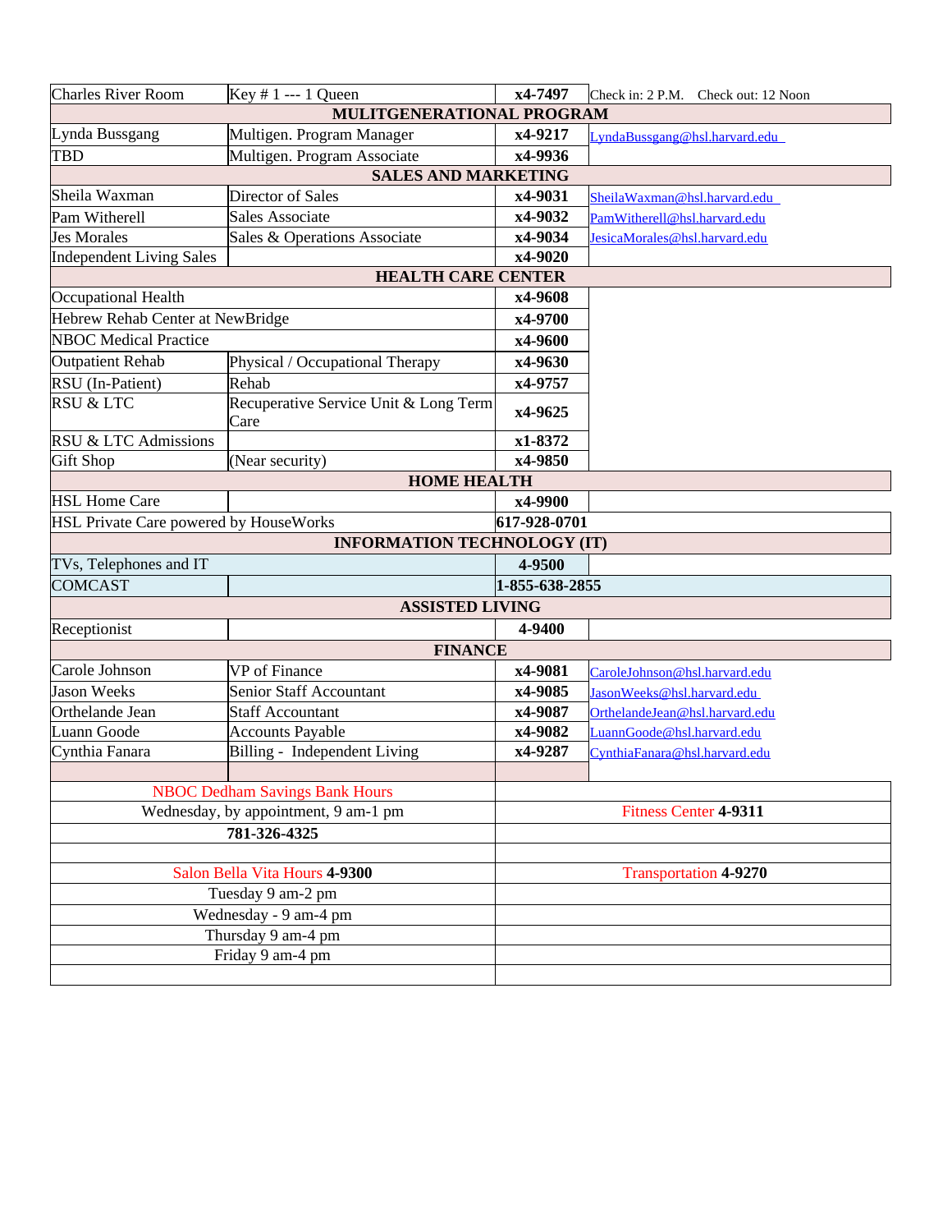| | | | |
|---|---|---|---|
| Charles River Room | Key # 1 --- 1 Queen | **x4-7497** | Check in: 2 P.M.    Check out: 12 Noon |
| **MULITGENERATIONAL PROGRAM** | | | |
| Lynda Bussgang | Multigen. Program Manager | **x4-9217** | LyndaBussgang@hsl.harvard.edu |
| TBD | Multigen. Program Associate | **x4-9936** | |
| **SALES AND MARKETING** | | | |
| Sheila Waxman | Director of Sales | **x4-9031** | SheilaWaxman@hsl.harvard.edu |
| Pam Witherell | Sales Associate | **x4-9032** | PamWitherell@hsl.harvard.edu |
| Jes Morales | Sales & Operations Associate | **x4-9034** | JesicaMorales@hsl.harvard.edu |
| Independent Living Sales | | **x4-9020** | |
| **HEALTH CARE CENTER** | | | |
| Occupational Health | | **x4-9608** | |
| Hebrew Rehab Center at NewBridge | | **x4-9700** | |
| NBOC Medical Practice | | **x4-9600** | |
| Outpatient Rehab | Physical / Occupational Therapy | **x4-9630** | |
| RSU (In-Patient) | Rehab | **x4-9757** | |
| RSU & LTC | Recuperative Service Unit & Long Term Care | **x4-9625** | |
| RSU & LTC Admissions | | **x1-8372** | |
| Gift Shop | (Near security) | **x4-9850** | |
| **HOME HEALTH** | | | |
| HSL Home Care | | **x4-9900** | |
| HSL Private Care powered by HouseWorks | | **617-928-0701** | |
| **INFORMATION TECHNOLOGY (IT)** | | | |
| TVs, Telephones and IT | | **4-9500** | |
| COMCAST | | **1-855-638-2855** | |
| **ASSISTED LIVING** | | | |
| Receptionist | | **4-9400** | |
| **FINANCE** | | | |
| Carole Johnson | VP of Finance | **x4-9081** | CaroleJohnson@hsl.harvard.edu |
| Jason Weeks | Senior Staff Accountant | **x4-9085** | JasonWeeks@hsl.harvard.edu |
| Orthelande Jean | Staff Accountant | **x4-9087** | OrthelandeJean@hsl.harvard.edu |
| Luann Goode | Accounts Payable | **x4-9082** | LuannGoode@hsl.harvard.edu |
| Cynthia Fanara | Billing - Independent Living | **x4-9287** | CynthiaFanara@hsl.harvard.edu |

| | |
|---|---|
| NBOC Dedham Savings Bank Hours | |
| Wednesday, by appointment, 9 am-1 pm | Fitness Center **4-9311** |
| **781-326-4325** | |
| | |
| Salon Bella Vita Hours **4-9300** | Transportation **4-9270** |
| Tuesday 9 am-2 pm | |
| Wednesday - 9 am-4 pm | |
| Thursday 9 am-4 pm | |
| Friday 9 am-4 pm | |